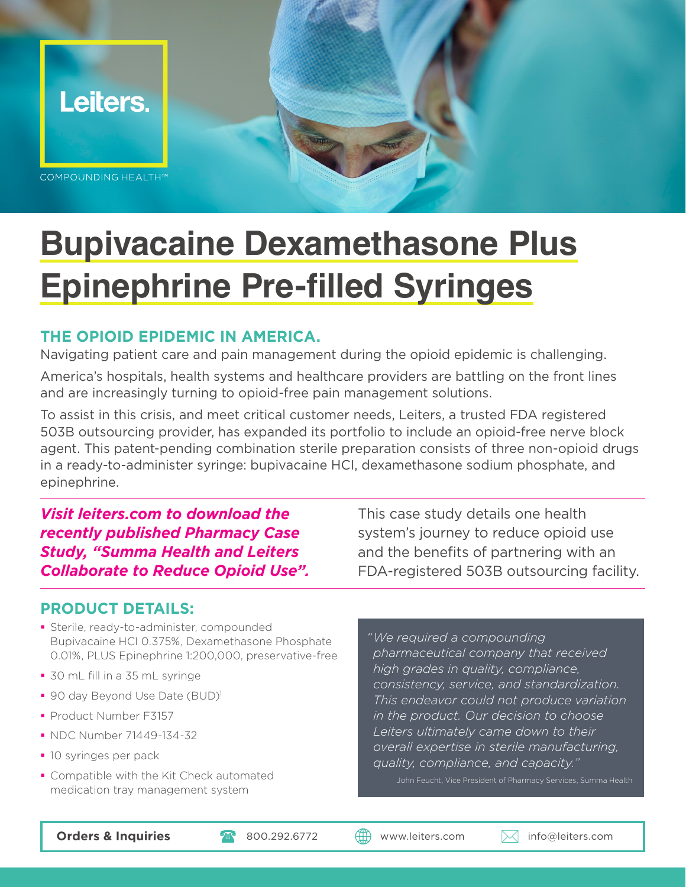Leiters.

COMPOUNDING HEALTH™

# Bupivacaine Dexamethasone Plus Epinephrine Pre-filled Syringes

## THE OPIOID EPIDEMIC IN AMERICA.

Navigating patient care and pain management during the opioid epidemic is challenging.

America's hospitals, health systems and healthcare providers are battling on the front lines and are increasingly turning to opioid-free pain management solutions.

To assist in this crisis, and meet critical customer needs, Leiters, a trusted FDA registered 503B outsourcing provider, has expanded its portfolio to include an opioid-free nerve block agent. This patent-pending combination sterile preparation consists of three non-opioid drugs in a ready-to-administer syringe: bupivacaine HCl, dexamethasone sodium phosphate, and epinephrine.

***Visit leiters.com to download the recently published Pharmacy Case Study, "Summa Health and Leiters Collaborate to Reduce Opioid Use".***

This case study details one health system's journey to reduce opioid use and the benefits of partnering with an FDA-registered 503B outsourcing facility.

## PRODUCT DETAILS:

- Sterile, ready-to-administer, compounded Bupivacaine HCl 0.375%, Dexamethasone Phosphate 0.01%, PLUS Epinephrine 1:200,000, preservative-free
- 30 mL fill in a 35 mL syringe
- 90 day Beyond Use Date (BUD)[1]
- Product Number F3157
- NDC Number 71449-134-32
- 10 syringes per pack
- Compatible with the Kit Check automated medication tray management system

*"We required a compounding pharmaceutical company that received high grades in quality, compliance, consistency, service, and standardization. This endeavor could not produce variation in the product. Our decision to choose Leiters ultimately came down to their overall expertise in sterile manufacturing, quality, compliance, and capacity."*

John Feucht, Vice President of Pharmacy Services, Summa Health

**Orders & Inquiries** 800.292.6772 www.leiters.com info@leiters.com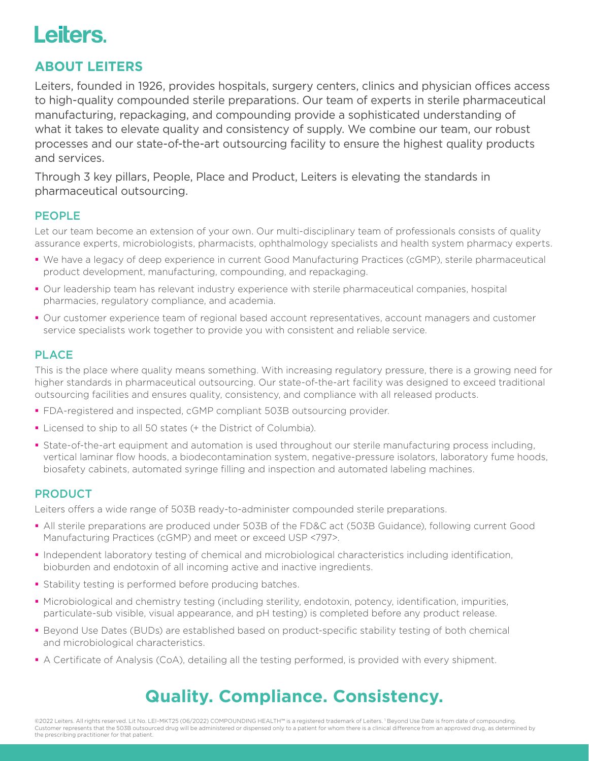# Leiters.

## ABOUT LEITERS

Leiters, founded in 1926, provides hospitals, surgery centers, clinics and physician offices access to high-quality compounded sterile preparations. Our team of experts in sterile pharmaceutical manufacturing, repackaging, and compounding provide a sophisticated understanding of what it takes to elevate quality and consistency of supply. We combine our team, our robust processes and our state-of-the-art outsourcing facility to ensure the highest quality products and services.

Through 3 key pillars, People, Place and Product, Leiters is elevating the standards in pharmaceutical outsourcing.

### PEOPLE

Let our team become an extension of your own. Our multi-disciplinary team of professionals consists of quality assurance experts, microbiologists, pharmacists, ophthalmology specialists and health system pharmacy experts.

- We have a legacy of deep experience in current Good Manufacturing Practices (cGMP), sterile pharmaceutical product development, manufacturing, compounding, and repackaging.
- Our leadership team has relevant industry experience with sterile pharmaceutical companies, hospital pharmacies, regulatory compliance, and academia.
- Our customer experience team of regional based account representatives, account managers and customer service specialists work together to provide you with consistent and reliable service.

### PLACE

This is the place where quality means something. With increasing regulatory pressure, there is a growing need for higher standards in pharmaceutical outsourcing. Our state-of-the-art facility was designed to exceed traditional outsourcing facilities and ensures quality, consistency, and compliance with all released products.

- FDA-registered and inspected, cGMP compliant 503B outsourcing provider.
- Licensed to ship to all 50 states (+ the District of Columbia).
- State-of-the-art equipment and automation is used throughout our sterile manufacturing process including, vertical laminar flow hoods, a biodecontamination system, negative-pressure isolators, laboratory fume hoods, biosafety cabinets, automated syringe filling and inspection and automated labeling machines.

### PRODUCT

Leiters offers a wide range of 503B ready-to-administer compounded sterile preparations.

- All sterile preparations are produced under 503B of the FD&C act (503B Guidance), following current Good Manufacturing Practices (cGMP) and meet or exceed USP <797>.
- Independent laboratory testing of chemical and microbiological characteristics including identification, bioburden and endotoxin of all incoming active and inactive ingredients.
- Stability testing is performed before producing batches.
- Microbiological and chemistry testing (including sterility, endotoxin, potency, identification, impurities, particulate-sub visible, visual appearance, and pH testing) is completed before any product release.
- Beyond Use Dates (BUDs) are established based on product-specific stability testing of both chemical and microbiological characteristics.
- A Certificate of Analysis (CoA), detailing all the testing performed, is provided with every shipment.

## Quality. Compliance. Consistency.

©2022 Leiters. All rights reserved. Lit No. LEI-MKT25 (06/2022) COMPOUNDING HEALTH™ is a registered trademark of Leiters. [1] Beyond Use Date is from date of compounding. Customer represents that the 503B outsourced drug will be administered or dispensed only to a patient for whom there is a clinical difference from an approved drug, as determined by the prescribing practitioner for that patient.